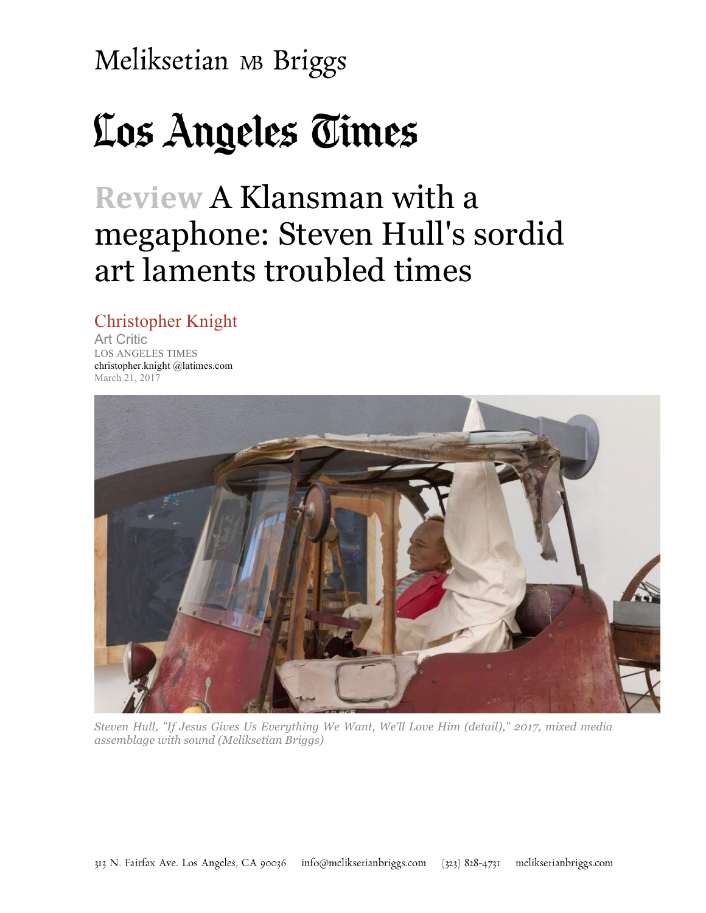Meliksetian MB Briggs

Los Angeles Times

# Review A Klansman with a megaphone: Steven Hull's sordid art laments troubled times

Christopher Knight
Art Critic
LOS ANGELES TIMES
christopher.knight @latimes.com
March 21, 2017

*Steven Hull, "If Jesus Gives Us Everything We Want, We'll Love Him (detail)," 2017, mixed media assemblage with sound (Meliksetian Briggs)*

313 N. Fairfax Ave. Los Angeles, CA 90036 info@meliksetianbriggs.com (323) 828-4731 meliksetianbriggs.com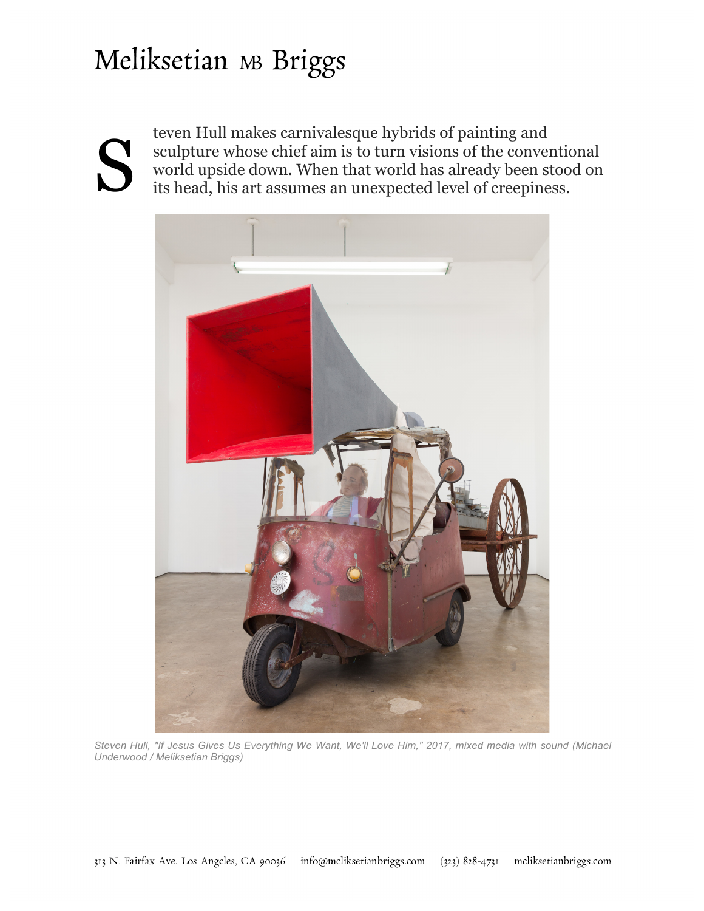Steven Hull makes carnivalesque hybrids of painting and sculpture whose chief aim is to turn visions of the conventional world upside down. When that world has already been stood on its head, his art assumes an unexpected level of creepiness.

*Steven Hull, "If Jesus Gives Us Everything We Want, We'll Love Him," 2017, mixed media with sound (Michael Underwood / Meliksetian Briggs)*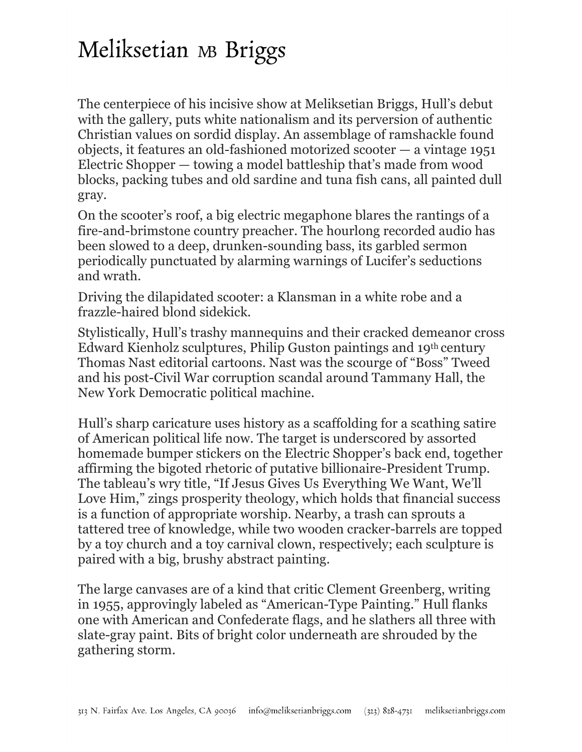The centerpiece of his incisive show at Meliksetian Briggs, Hull's debut with the gallery, puts white nationalism and its perversion of authentic Christian values on sordid display. An assemblage of ramshackle found objects, it features an old-fashioned motorized scooter — a vintage 1951 Electric Shopper — towing a model battleship that's made from wood blocks, packing tubes and old sardine and tuna fish cans, all painted dull gray.

On the scooter's roof, a big electric megaphone blares the rantings of a fire-and-brimstone country preacher. The hourlong recorded audio has been slowed to a deep, drunken-sounding bass, its garbled sermon periodically punctuated by alarming warnings of Lucifer's seductions and wrath.

Driving the dilapidated scooter: a Klansman in a white robe and a frazzle-haired blond sidekick.

Stylistically, Hull's trashy mannequins and their cracked demeanor cross Edward Kienholz sculptures, Philip Guston paintings and 19th century Thomas Nast editorial cartoons. Nast was the scourge of "Boss" Tweed and his post-Civil War corruption scandal around Tammany Hall, the New York Democratic political machine.

Hull's sharp caricature uses history as a scaffolding for a scathing satire of American political life now. The target is underscored by assorted homemade bumper stickers on the Electric Shopper's back end, together affirming the bigoted rhetoric of putative billionaire-President Trump. The tableau's wry title, "If Jesus Gives Us Everything We Want, We'll Love Him," zings prosperity theology, which holds that financial success is a function of appropriate worship. Nearby, a trash can sprouts a tattered tree of knowledge, while two wooden cracker-barrels are topped by a toy church and a toy carnival clown, respectively; each sculpture is paired with a big, brushy abstract painting.

The large canvases are of a kind that critic Clement Greenberg, writing in 1955, approvingly labeled as "American-Type Painting." Hull flanks one with American and Confederate flags, and he slathers all three with slate-gray paint. Bits of bright color underneath are shrouded by the gathering storm.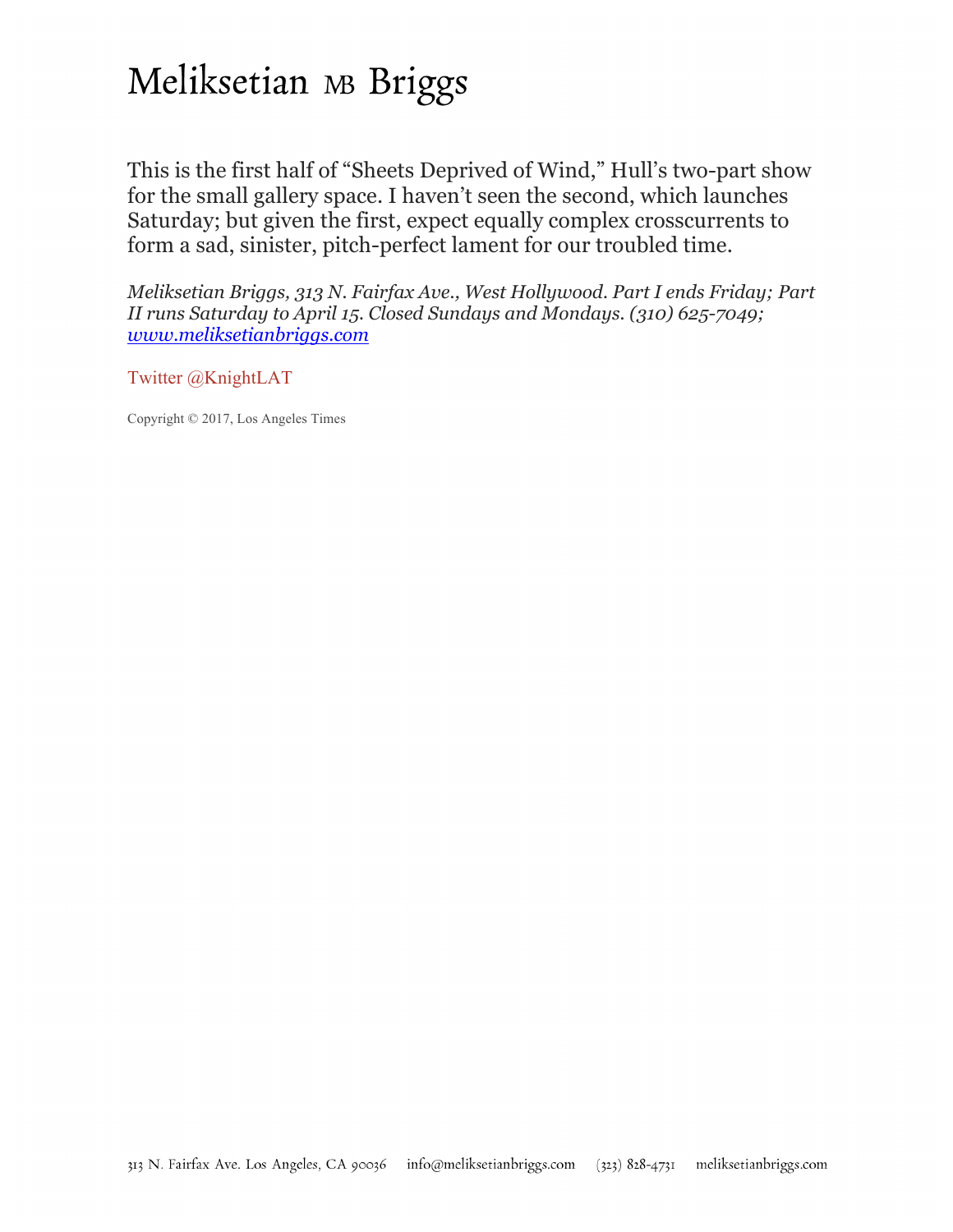This is the first half of “Sheets Deprived of Wind,” Hull’s two-part show for the small gallery space. I haven’t seen the second, which launches Saturday; but given the first, expect equally complex crosscurrents to form a sad, sinister, pitch-perfect lament for our troubled time.

*Meliksetian Briggs, 313 N. Fairfax Ave., West Hollywood. Part I ends Friday; Part II runs Saturday to April 15. Closed Sundays and Mondays. (310) 625-7049; [www.meliksetianbriggs.com](http://www.meliksetianbriggs.com)*

Twitter @KnightLAT

Copyright © 2017, Los Angeles Times